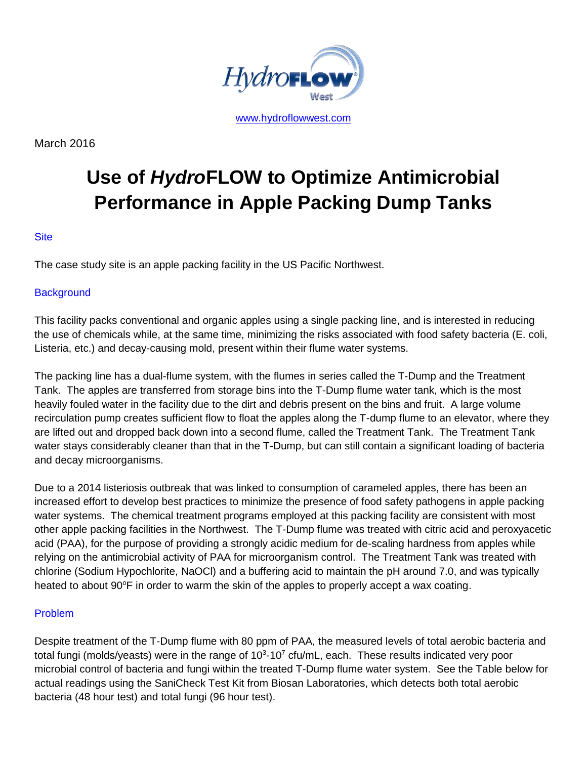HydroFLOW West

www.hydroflowwest.com

March 2016

# Use of *Hydro*FLOW to Optimize Antimicrobial Performance in Apple Packing Dump Tanks

## Site

The case study site is an apple packing facility in the US Pacific Northwest.

## Background

This facility packs conventional and organic apples using a single packing line, and is interested in reducing the use of chemicals while, at the same time, minimizing the risks associated with food safety bacteria (E. coli, Listeria, etc.) and decay-causing mold, present within their flume water systems.

The packing line has a dual-flume system, with the flumes in series called the T-Dump and the Treatment Tank. The apples are transferred from storage bins into the T-Dump flume water tank, which is the most heavily fouled water in the facility due to the dirt and debris present on the bins and fruit. A large volume recirculation pump creates sufficient flow to float the apples along the T-dump flume to an elevator, where they are lifted out and dropped back down into a second flume, called the Treatment Tank. The Treatment Tank water stays considerably cleaner than that in the T-Dump, but can still contain a significant loading of bacteria and decay microorganisms.

Due to a 2014 listeriosis outbreak that was linked to consumption of carameled apples, there has been an increased effort to develop best practices to minimize the presence of food safety pathogens in apple packing water systems. The chemical treatment programs employed at this packing facility are consistent with most other apple packing facilities in the Northwest. The T-Dump flume was treated with citric acid and peroxyacetic acid (PAA), for the purpose of providing a strongly acidic medium for de-scaling hardness from apples while relying on the antimicrobial activity of PAA for microorganism control. The Treatment Tank was treated with chlorine (Sodium Hypochlorite, NaOCl) and a buffering acid to maintain the pH around 7.0, and was typically heated to about 90$^{o}$F in order to warm the skin of the apples to properly accept a wax coating.

## Problem

Despite treatment of the T-Dump flume with 80 ppm of PAA, the measured levels of total aerobic bacteria and total fungi (molds/yeasts) were in the range of $10^{3}$-$10^{7}$ cfu/mL, each. These results indicated very poor microbial control of bacteria and fungi within the treated T-Dump flume water system. See the Table below for actual readings using the SaniCheck Test Kit from Biosan Laboratories, which detects both total aerobic bacteria (48 hour test) and total fungi (96 hour test).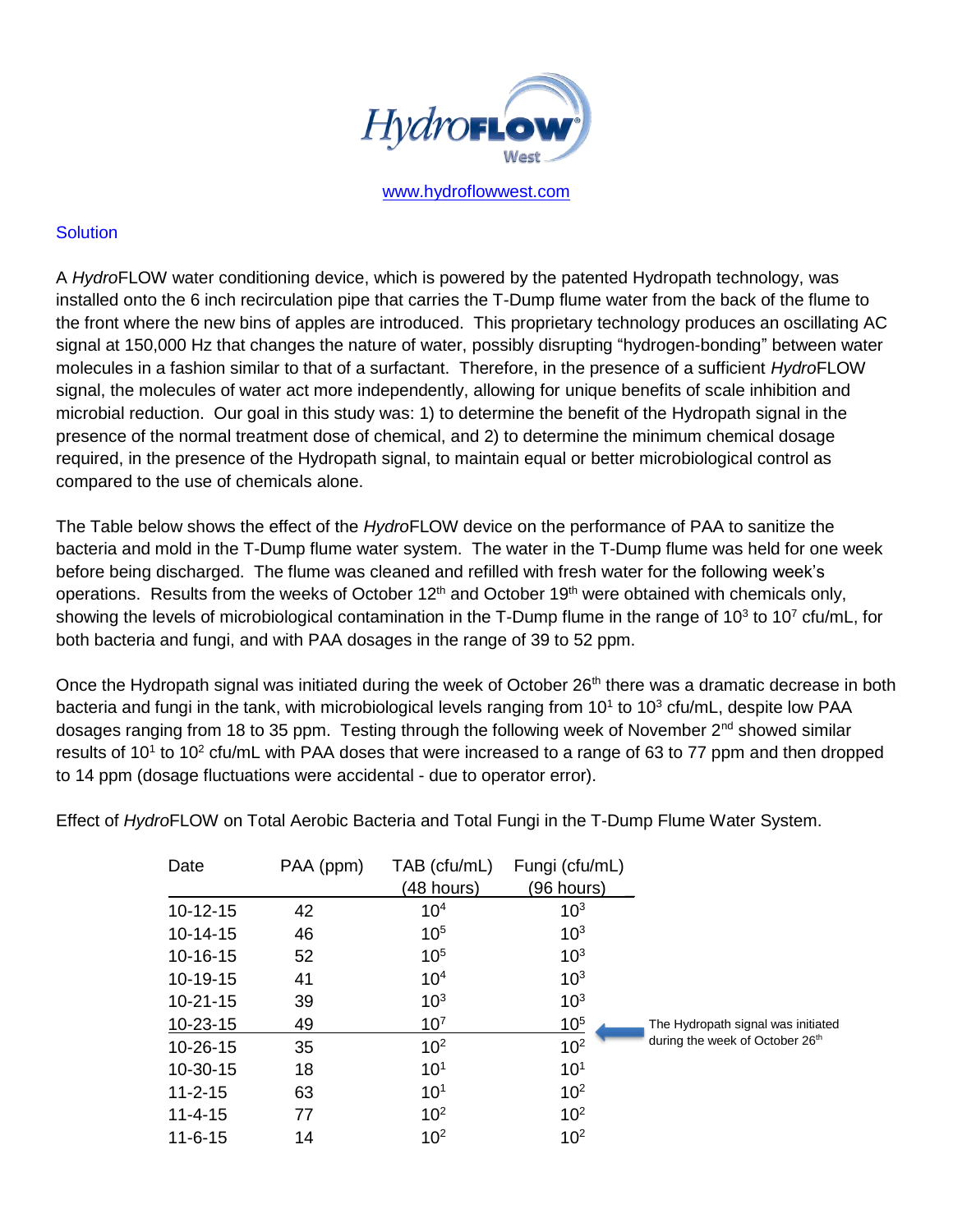www.hydroflowwest.com

## Solution

A *Hydro*FLOW water conditioning device, which is powered by the patented Hydropath technology, was installed onto the 6 inch recirculation pipe that carries the T-Dump flume water from the back of the flume to the front where the new bins of apples are introduced. This proprietary technology produces an oscillating AC signal at 150,000 Hz that changes the nature of water, possibly disrupting "hydrogen-bonding" between water molecules in a fashion similar to that of a surfactant. Therefore, in the presence of a sufficient *Hydro*FLOW signal, the molecules of water act more independently, allowing for unique benefits of scale inhibition and microbial reduction. Our goal in this study was: 1) to determine the benefit of the Hydropath signal in the presence of the normal treatment dose of chemical, and 2) to determine the minimum chemical dosage required, in the presence of the Hydropath signal, to maintain equal or better microbiological control as compared to the use of chemicals alone.

The Table below shows the effect of the *Hydro*FLOW device on the performance of PAA to sanitize the bacteria and mold in the T-Dump flume water system. The water in the T-Dump flume was held for one week before being discharged. The flume was cleaned and refilled with fresh water for the following week's operations. Results from the weeks of October 12th and October 19th were obtained with chemicals only, showing the levels of microbiological contamination in the T-Dump flume in the range of $10^3$ to $10^7$ cfu/mL, for both bacteria and fungi, and with PAA dosages in the range of 39 to 52 ppm.

Once the Hydropath signal was initiated during the week of October 26th there was a dramatic decrease in both bacteria and fungi in the tank, with microbiological levels ranging from $10^1$ to $10^3$ cfu/mL, despite low PAA dosages ranging from 18 to 35 ppm. Testing through the following week of November 2nd showed similar results of $10^1$ to $10^2$ cfu/mL with PAA doses that were increased to a range of 63 to 77 ppm and then dropped to 14 ppm (dosage fluctuations were accidental - due to operator error).

Effect of *Hydro*FLOW on Total Aerobic Bacteria and Total Fungi in the T-Dump Flume Water System.

| Date | PAA (ppm) | TAB (cfu/mL) (48 hours) | Fungi (cfu/mL) (96 hours) |
|---|---|---|---|
| 10-12-15 | 42 | $10^4$ | $10^3$ |
| 10-14-15 | 46 | $10^5$ | $10^3$ |
| 10-16-15 | 52 | $10^5$ | $10^3$ |
| 10-19-15 | 41 | $10^4$ | $10^3$ |
| 10-21-15 | 39 | $10^3$ | $10^3$ |
| 10-23-15 | 49 | $10^7$ | $10^5$ |
| 10-26-15 | 35 | $10^2$ | $10^2$ |
| 10-30-15 | 18 | $10^1$ | $10^1$ |
| 11-2-15 | 63 | $10^1$ | $10^2$ |
| 11-4-15 | 77 | $10^2$ | $10^2$ |
| 11-6-15 | 14 | $10^2$ | $10^2$ |

The Hydropath signal was initiated during the week of October 26th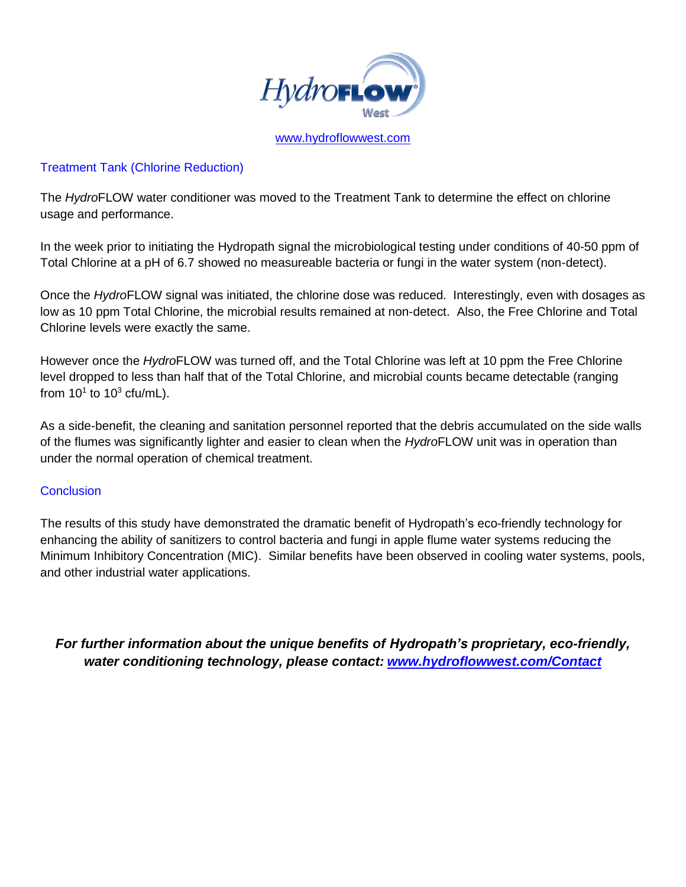www.hydroflowwest.com

## Treatment Tank (Chlorine Reduction)

The *Hydro*FLOW water conditioner was moved to the Treatment Tank to determine the effect on chlorine usage and performance.

In the week prior to initiating the Hydropath signal the microbiological testing under conditions of 40-50 ppm of Total Chlorine at a pH of 6.7 showed no measureable bacteria or fungi in the water system (non-detect).

Once the *Hydro*FLOW signal was initiated, the chlorine dose was reduced. Interestingly, even with dosages as low as 10 ppm Total Chlorine, the microbial results remained at non-detect. Also, the Free Chlorine and Total Chlorine levels were exactly the same.

However once the *Hydro*FLOW was turned off, and the Total Chlorine was left at 10 ppm the Free Chlorine level dropped to less than half that of the Total Chlorine, and microbial counts became detectable (ranging from $10^1$ to $10^3$ cfu/mL).

As a side-benefit, the cleaning and sanitation personnel reported that the debris accumulated on the side walls of the flumes was significantly lighter and easier to clean when the *Hydro*FLOW unit was in operation than under the normal operation of chemical treatment.

## Conclusion

The results of this study have demonstrated the dramatic benefit of Hydropath's eco-friendly technology for enhancing the ability of sanitizers to control bacteria and fungi in apple flume water systems reducing the Minimum Inhibitory Concentration (MIC). Similar benefits have been observed in cooling water systems, pools, and other industrial water applications.

***For further information about the unique benefits of Hydropath's proprietary, eco-friendly, water conditioning technology, please contact: www.hydroflowwest.com/Contact***